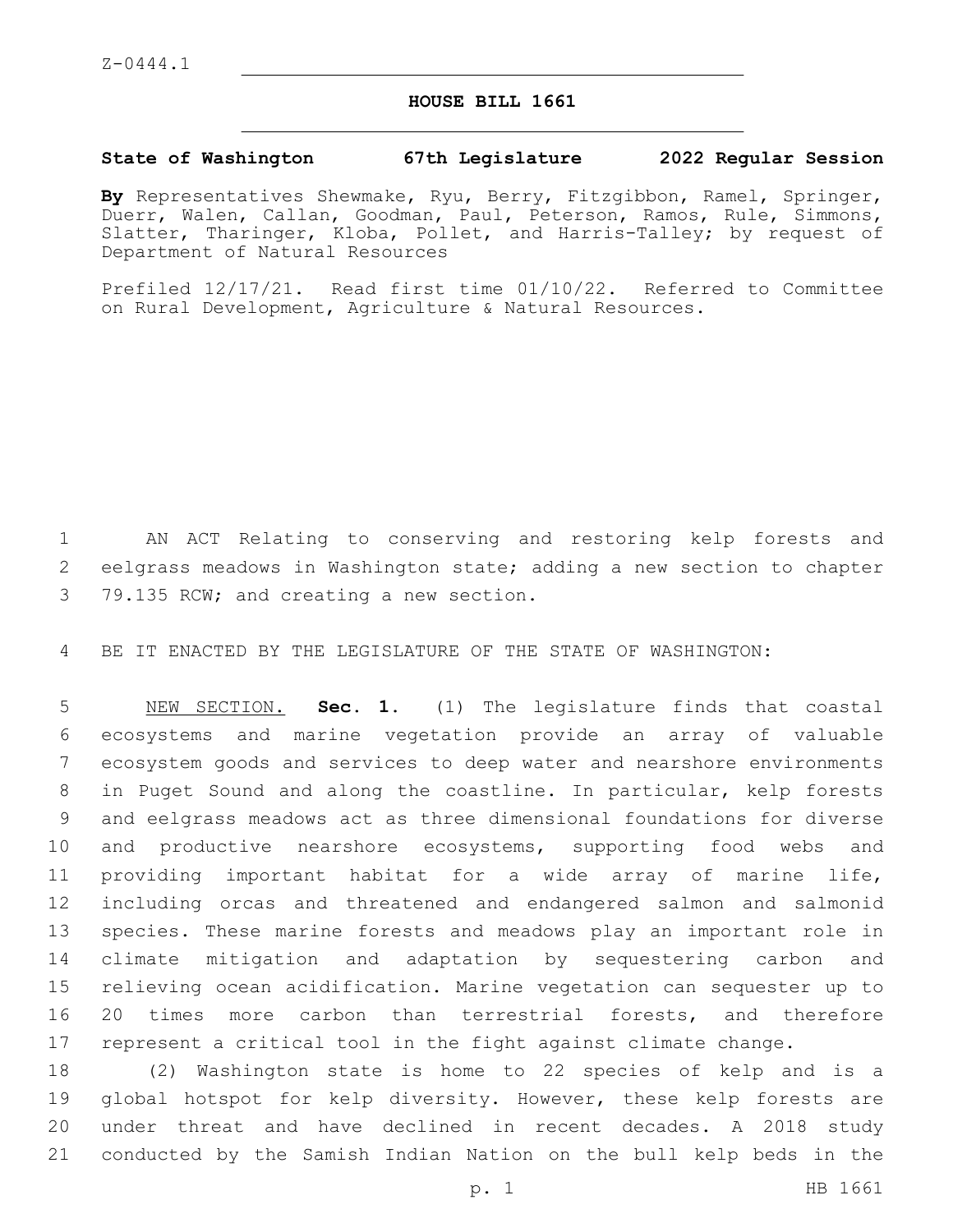Z-0444.1

# HOUSE BILL 1661

**State of Washington 67th Legislature 2022 Regular Session**

**By** Representatives Shewmake, Ryu, Berry, Fitzgibbon, Ramel, Springer, Duerr, Walen, Callan, Goodman, Paul, Peterson, Ramos, Rule, Simmons, Slatter, Tharinger, Kloba, Pollet, and Harris-Talley; by request of Department of Natural Resources

Prefiled 12/17/21. Read first time 01/10/22. Referred to Committee on Rural Development, Agriculture & Natural Resources.

AN ACT Relating to conserving and restoring kelp forests and eelgrass meadows in Washington state; adding a new section to chapter 79.135 RCW; and creating a new section.

BE IT ENACTED BY THE LEGISLATURE OF THE STATE OF WASHINGTON:

NEW SECTION. **Sec. 1.** (1) The legislature finds that coastal ecosystems and marine vegetation provide an array of valuable ecosystem goods and services to deep water and nearshore environments in Puget Sound and along the coastline. In particular, kelp forests and eelgrass meadows act as three dimensional foundations for diverse and productive nearshore ecosystems, supporting food webs and providing important habitat for a wide array of marine life, including orcas and threatened and endangered salmon and salmonid species. These marine forests and meadows play an important role in climate mitigation and adaptation by sequestering carbon and relieving ocean acidification. Marine vegetation can sequester up to 20 times more carbon than terrestrial forests, and therefore represent a critical tool in the fight against climate change.

(2) Washington state is home to 22 species of kelp and is a global hotspot for kelp diversity. However, these kelp forests are under threat and have declined in recent decades. A 2018 study conducted by the Samish Indian Nation on the bull kelp beds in the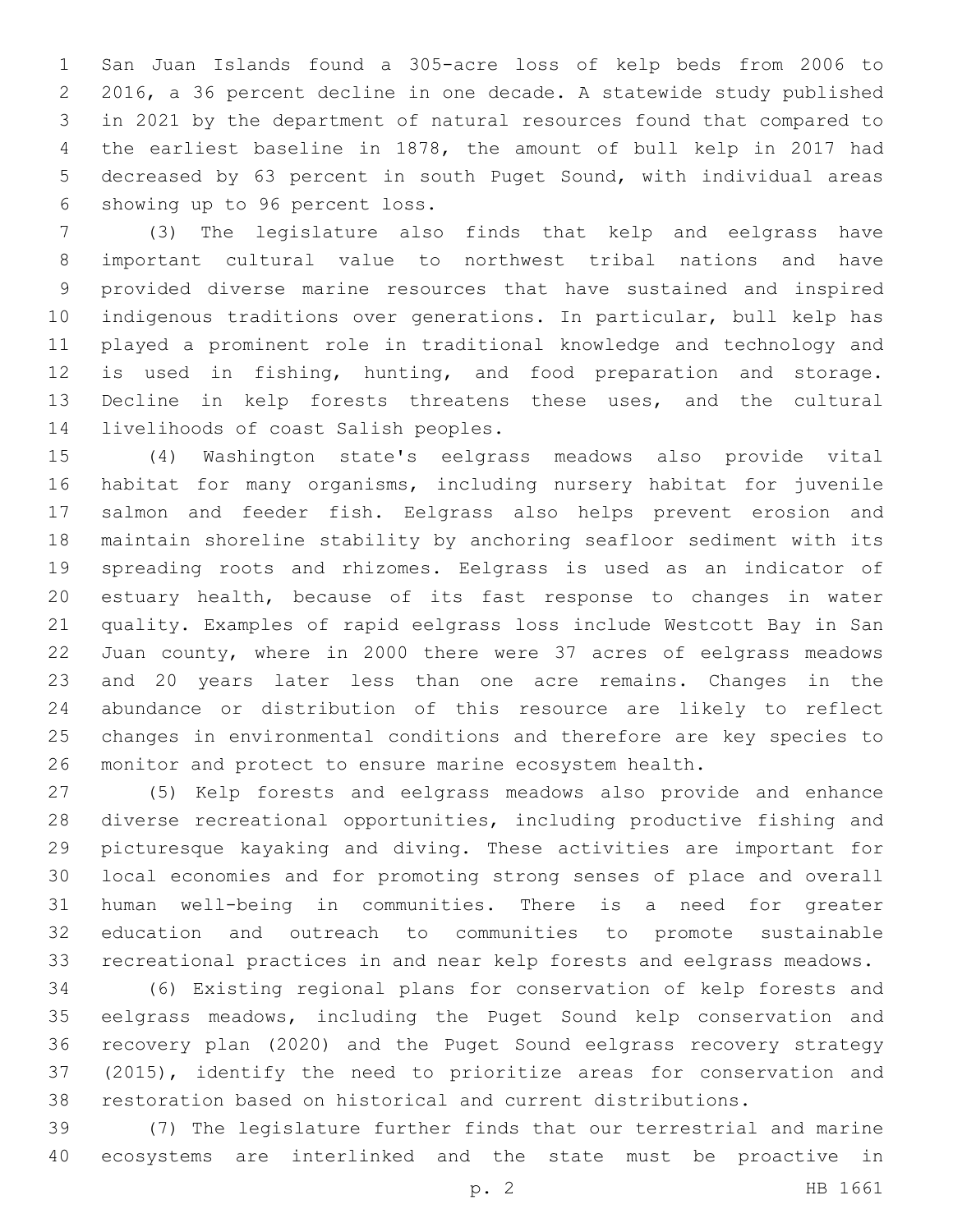San Juan Islands found a 305-acre loss of kelp beds from 2006 to 2016, a 36 percent decline in one decade. A statewide study published in 2021 by the department of natural resources found that compared to the earliest baseline in 1878, the amount of bull kelp in 2017 had decreased by 63 percent in south Puget Sound, with individual areas showing up to 96 percent loss.

(3) The legislature also finds that kelp and eelgrass have important cultural value to northwest tribal nations and have provided diverse marine resources that have sustained and inspired indigenous traditions over generations. In particular, bull kelp has played a prominent role in traditional knowledge and technology and is used in fishing, hunting, and food preparation and storage. Decline in kelp forests threatens these uses, and the cultural livelihoods of coast Salish peoples.

(4) Washington state's eelgrass meadows also provide vital habitat for many organisms, including nursery habitat for juvenile salmon and feeder fish. Eelgrass also helps prevent erosion and maintain shoreline stability by anchoring seafloor sediment with its spreading roots and rhizomes. Eelgrass is used as an indicator of estuary health, because of its fast response to changes in water quality. Examples of rapid eelgrass loss include Westcott Bay in San Juan county, where in 2000 there were 37 acres of eelgrass meadows and 20 years later less than one acre remains. Changes in the abundance or distribution of this resource are likely to reflect changes in environmental conditions and therefore are key species to monitor and protect to ensure marine ecosystem health.

(5) Kelp forests and eelgrass meadows also provide and enhance diverse recreational opportunities, including productive fishing and picturesque kayaking and diving. These activities are important for local economies and for promoting strong senses of place and overall human well-being in communities. There is a need for greater education and outreach to communities to promote sustainable recreational practices in and near kelp forests and eelgrass meadows.

(6) Existing regional plans for conservation of kelp forests and eelgrass meadows, including the Puget Sound kelp conservation and recovery plan (2020) and the Puget Sound eelgrass recovery strategy (2015), identify the need to prioritize areas for conservation and restoration based on historical and current distributions.

(7) The legislature further finds that our terrestrial and marine ecosystems are interlinked and the state must be proactive in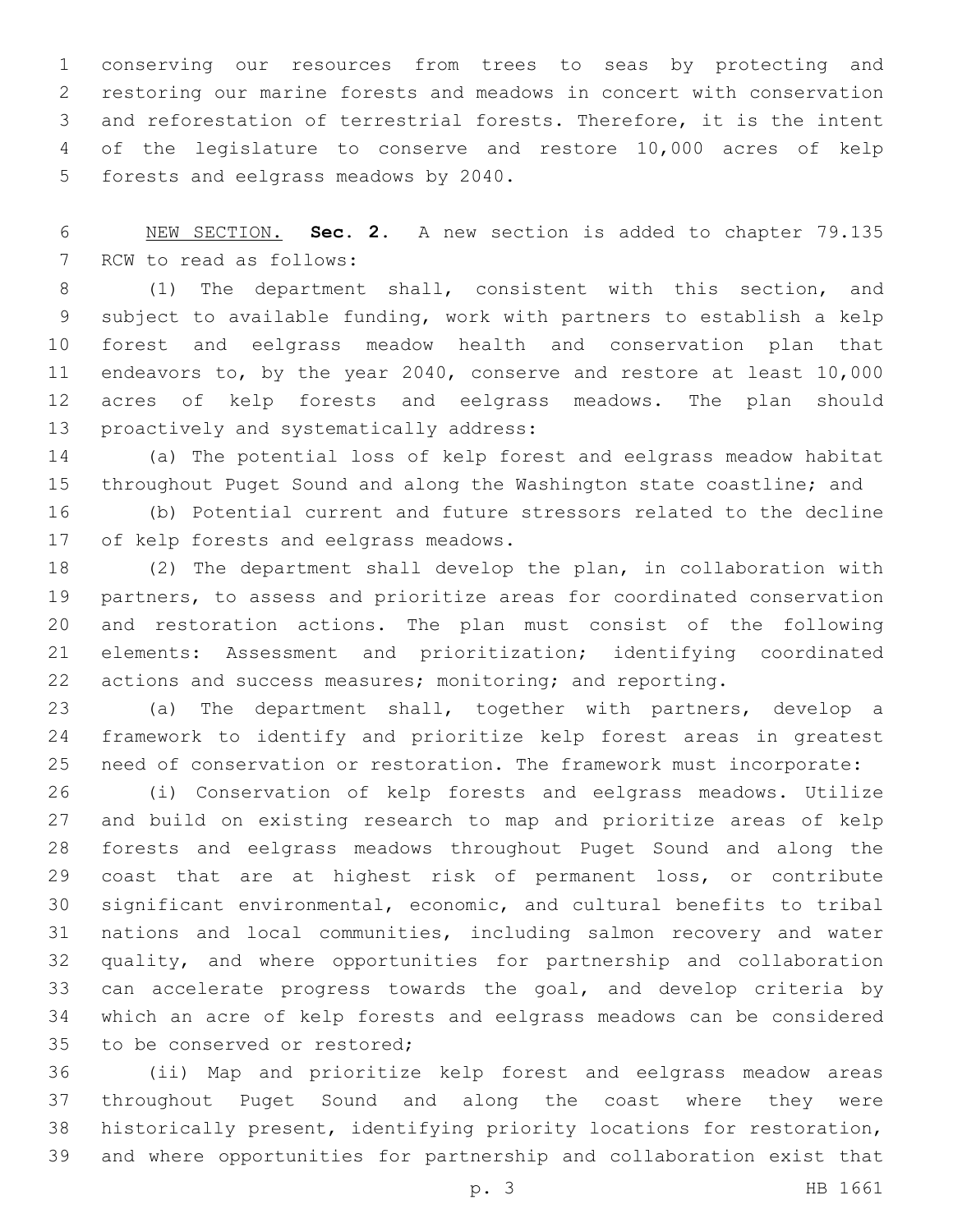conserving our resources from trees to seas by protecting and restoring our marine forests and meadows in concert with conservation and reforestation of terrestrial forests. Therefore, it is the intent of the legislature to conserve and restore 10,000 acres of kelp forests and eelgrass meadows by 2040.

NEW SECTION. **Sec. 2.** A new section is added to chapter 79.135 RCW to read as follows:

(1) The department shall, consistent with this section, and subject to available funding, work with partners to establish a kelp forest and eelgrass meadow health and conservation plan that endeavors to, by the year 2040, conserve and restore at least 10,000 acres of kelp forests and eelgrass meadows. The plan should proactively and systematically address:

(a) The potential loss of kelp forest and eelgrass meadow habitat throughout Puget Sound and along the Washington state coastline; and

(b) Potential current and future stressors related to the decline of kelp forests and eelgrass meadows.

(2) The department shall develop the plan, in collaboration with partners, to assess and prioritize areas for coordinated conservation and restoration actions. The plan must consist of the following elements: Assessment and prioritization; identifying coordinated actions and success measures; monitoring; and reporting.

(a) The department shall, together with partners, develop a framework to identify and prioritize kelp forest areas in greatest need of conservation or restoration. The framework must incorporate:

(i) Conservation of kelp forests and eelgrass meadows. Utilize and build on existing research to map and prioritize areas of kelp forests and eelgrass meadows throughout Puget Sound and along the coast that are at highest risk of permanent loss, or contribute significant environmental, economic, and cultural benefits to tribal nations and local communities, including salmon recovery and water quality, and where opportunities for partnership and collaboration can accelerate progress towards the goal, and develop criteria by which an acre of kelp forests and eelgrass meadows can be considered to be conserved or restored;

(ii) Map and prioritize kelp forest and eelgrass meadow areas throughout Puget Sound and along the coast where they were historically present, identifying priority locations for restoration, and where opportunities for partnership and collaboration exist that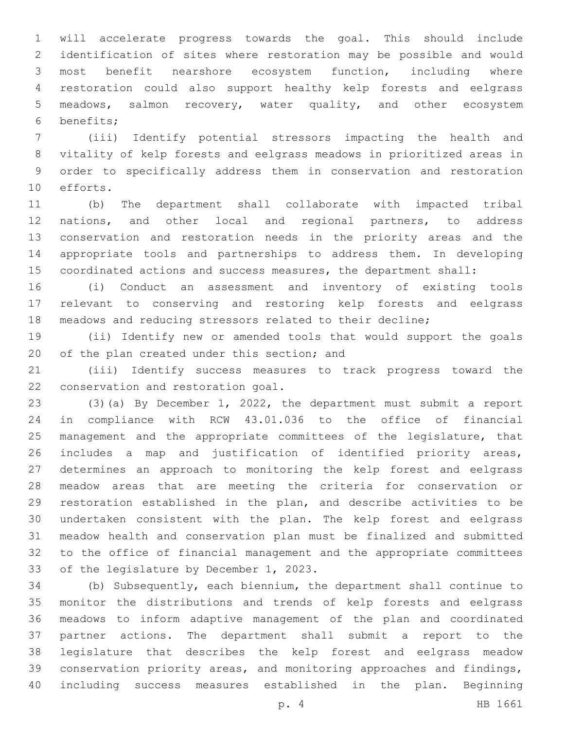will accelerate progress towards the goal. This should include identification of sites where restoration may be possible and would most benefit nearshore ecosystem function, including where restoration could also support healthy kelp forests and eelgrass meadows, salmon recovery, water quality, and other ecosystem benefits;

(iii) Identify potential stressors impacting the health and vitality of kelp forests and eelgrass meadows in prioritized areas in order to specifically address them in conservation and restoration efforts.

(b) The department shall collaborate with impacted tribal nations, and other local and regional partners, to address conservation and restoration needs in the priority areas and the appropriate tools and partnerships to address them. In developing coordinated actions and success measures, the department shall:

(i) Conduct an assessment and inventory of existing tools relevant to conserving and restoring kelp forests and eelgrass meadows and reducing stressors related to their decline;

(ii) Identify new or amended tools that would support the goals of the plan created under this section; and

(iii) Identify success measures to track progress toward the conservation and restoration goal.

(3)(a) By December 1, 2022, the department must submit a report in compliance with RCW 43.01.036 to the office of financial management and the appropriate committees of the legislature, that includes a map and justification of identified priority areas, determines an approach to monitoring the kelp forest and eelgrass meadow areas that are meeting the criteria for conservation or restoration established in the plan, and describe activities to be undertaken consistent with the plan. The kelp forest and eelgrass meadow health and conservation plan must be finalized and submitted to the office of financial management and the appropriate committees of the legislature by December 1, 2023.

(b) Subsequently, each biennium, the department shall continue to monitor the distributions and trends of kelp forests and eelgrass meadows to inform adaptive management of the plan and coordinated partner actions. The department shall submit a report to the legislature that describes the kelp forest and eelgrass meadow conservation priority areas, and monitoring approaches and findings, including success measures established in the plan. Beginning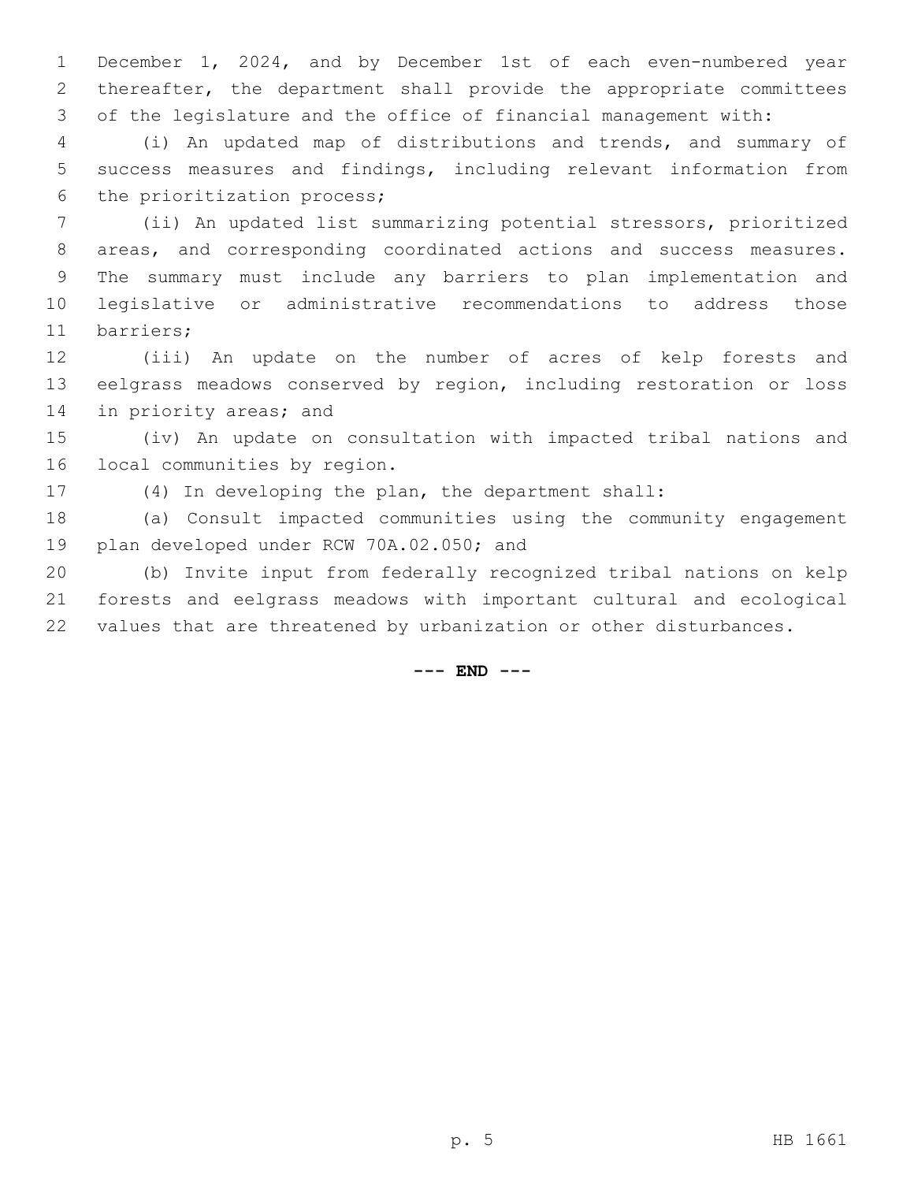December 1, 2024, and by December 1st of each even-numbered year thereafter, the department shall provide the appropriate committees of the legislature and the office of financial management with:

(i) An updated map of distributions and trends, and summary of success measures and findings, including relevant information from the prioritization process;

(ii) An updated list summarizing potential stressors, prioritized areas, and corresponding coordinated actions and success measures. The summary must include any barriers to plan implementation and legislative or administrative recommendations to address those barriers;

(iii) An update on the number of acres of kelp forests and eelgrass meadows conserved by region, including restoration or loss in priority areas; and

(iv) An update on consultation with impacted tribal nations and local communities by region.

(4) In developing the plan, the department shall:

(a) Consult impacted communities using the community engagement plan developed under RCW 70A.02.050; and

(b) Invite input from federally recognized tribal nations on kelp forests and eelgrass meadows with important cultural and ecological values that are threatened by urbanization or other disturbances.

**--- END ---**